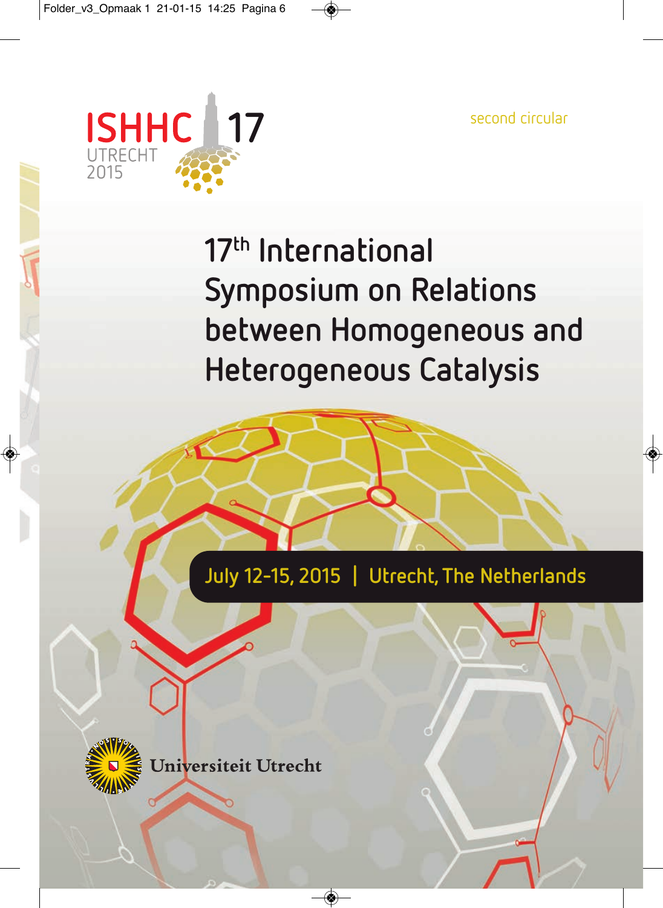ISHHC 17

UTRECHT 2015

second circular

# 17th International Symposium on Relations between Homogeneous and Heterogeneous Catalysis

**July 12-15, 2015 | Utrecht, The Netherlands**

Universiteit Utrecht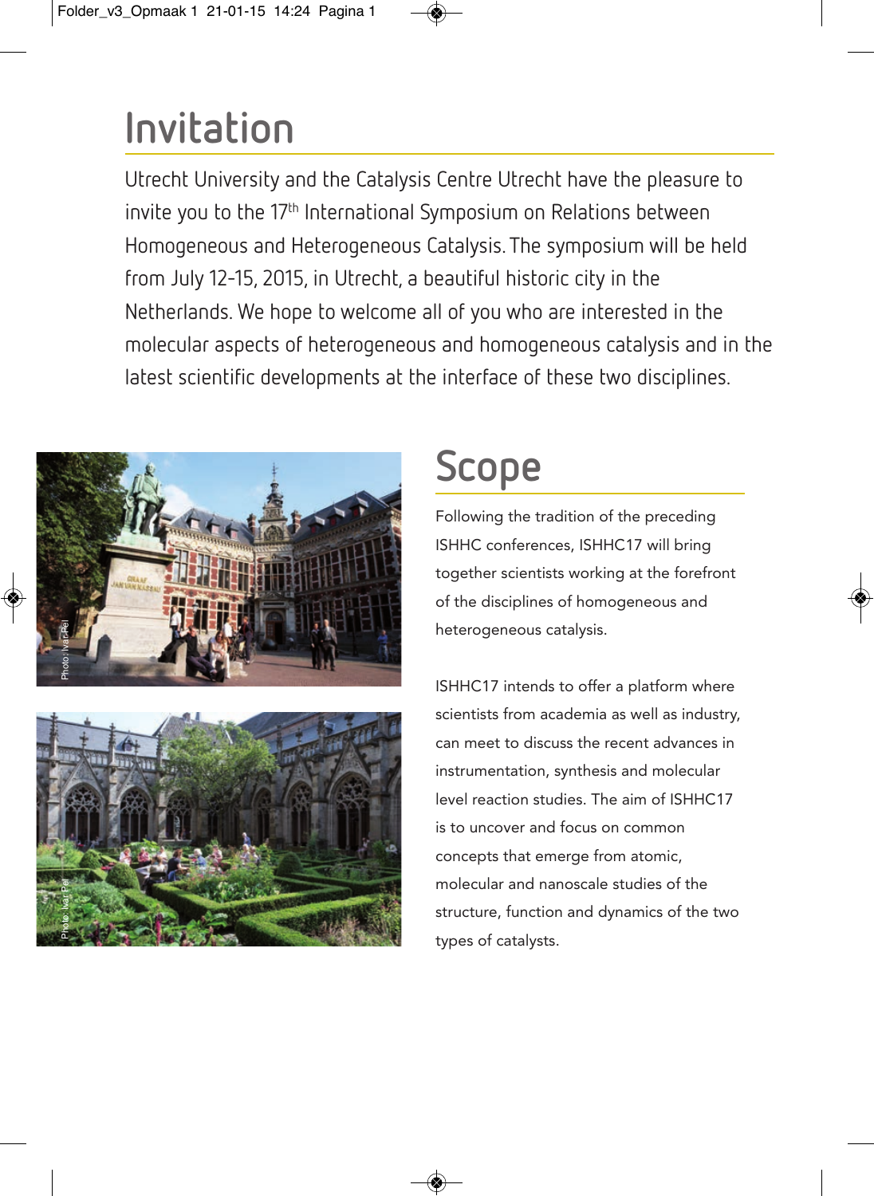# Invitation

Utrecht University and the Catalysis Centre Utrecht have the pleasure to invite you to the 17th International Symposium on Relations between Homogeneous and Heterogeneous Catalysis. The symposium will be held from July 12-15, 2015, in Utrecht, a beautiful historic city in the Netherlands. We hope to welcome all of you who are interested in the molecular aspects of heterogeneous and homogeneous catalysis and in the latest scientific developments at the interface of these two disciplines.

Photo: Ivar Pel

Photo: Ivar Pel

# Scope

Following the tradition of the preceding ISHHC conferences, ISHHC17 will bring together scientists working at the forefront of the disciplines of homogeneous and heterogeneous catalysis.

ISHHC17 intends to offer a platform where scientists from academia as well as industry, can meet to discuss the recent advances in instrumentation, synthesis and molecular level reaction studies. The aim of ISHHC17 is to uncover and focus on common concepts that emerge from atomic, molecular and nanoscale studies of the structure, function and dynamics of the two types of catalysts.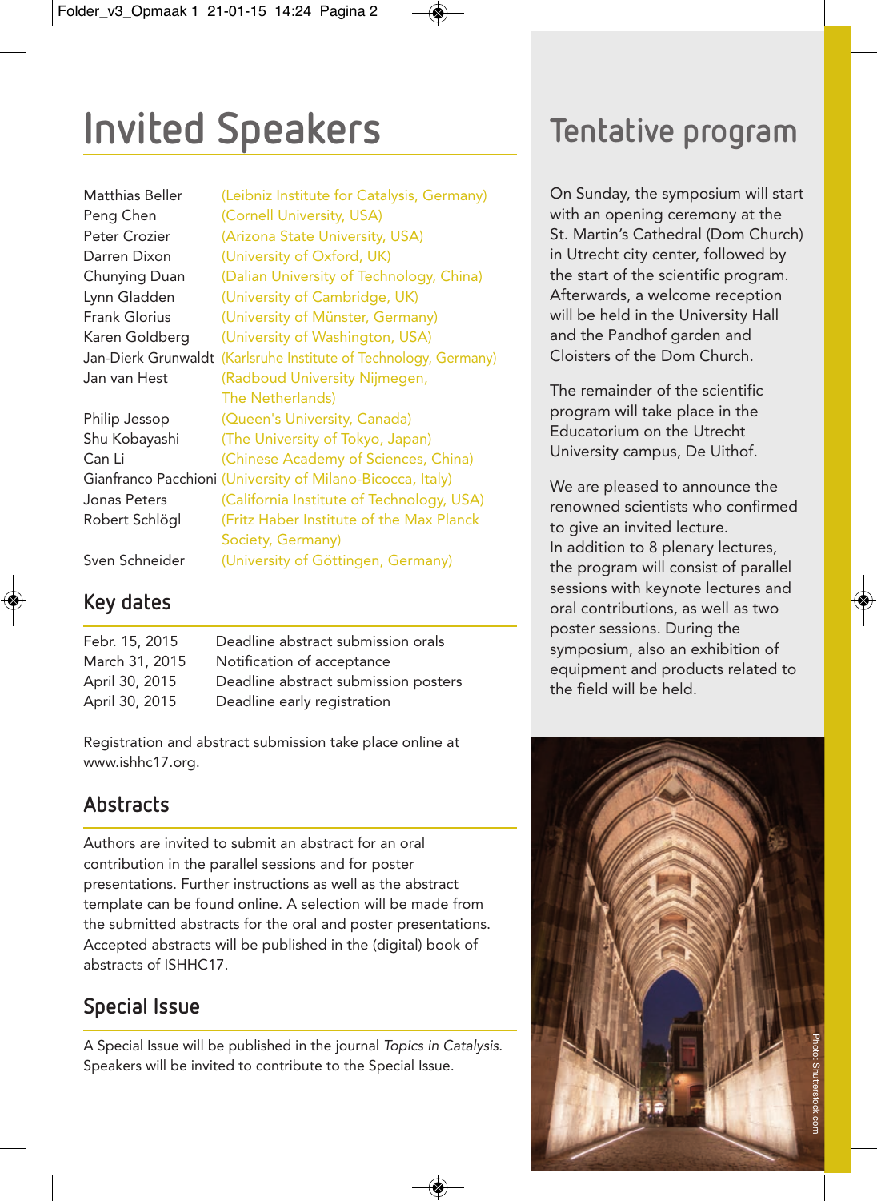# Invited Speakers

| | |
|---|---|
| Matthias Beller | (Leibniz Institute for Catalysis, Germany) |
| Peng Chen | (Cornell University, USA) |
| Peter Crozier | (Arizona State University, USA) |
| Darren Dixon | (University of Oxford, UK) |
| Chunying Duan | (Dalian University of Technology, China) |
| Lynn Gladden | (University of Cambridge, UK) |
| Frank Glorius | (University of Münster, Germany) |
| Karen Goldberg | (University of Washington, USA) |
| Jan-Dierk Grunwaldt | (Karlsruhe Institute of Technology, Germany) |
| Jan van Hest | (Radboud University Nijmegen, The Netherlands) |
| Philip Jessop | (Queen's University, Canada) |
| Shu Kobayashi | (The University of Tokyo, Japan) |
| Can Li | (Chinese Academy of Sciences, China) |
| Gianfranco Pacchioni | (University of Milano-Bicocca, Italy) |
| Jonas Peters | (California Institute of Technology, USA) |
| Robert Schlögl | (Fritz Haber Institute of the Max Planck Society, Germany) |
| Sven Schneider | (University of Göttingen, Germany) |

## Key dates

| | |
|---|---|
| Febr. 15, 2015 | Deadline abstract submission orals |
| March 31, 2015 | Notification of acceptance |
| April 30, 2015 | Deadline abstract submission posters |
| April 30, 2015 | Deadline early registration |

Registration and abstract submission take place online at www.ishhc17.org.

## Abstracts

Authors are invited to submit an abstract for an oral contribution in the parallel sessions and for poster presentations. Further instructions as well as the abstract template can be found online. A selection will be made from the submitted abstracts for the oral and poster presentations. Accepted abstracts will be published in the (digital) book of abstracts of ISHHC17.

## Special Issue

A Special Issue will be published in the journal *Topics in Catalysis*. Speakers will be invited to contribute to the Special Issue.

# Tentative program

On Sunday, the symposium will start with an opening ceremony at the St. Martin's Cathedral (Dom Church) in Utrecht city center, followed by the start of the scientific program. Afterwards, a welcome reception will be held in the University Hall and the Pandhof garden and Cloisters of the Dom Church.

The remainder of the scientific program will take place in the Educatorium on the Utrecht University campus, De Uithof.

We are pleased to announce the renowned scientists who confirmed to give an invited lecture.
In addition to 8 plenary lectures, the program will consist of parallel sessions with keynote lectures and oral contributions, as well as two poster sessions. During the symposium, also an exhibition of equipment and products related to the field will be held.

Photo: Shutterstock.com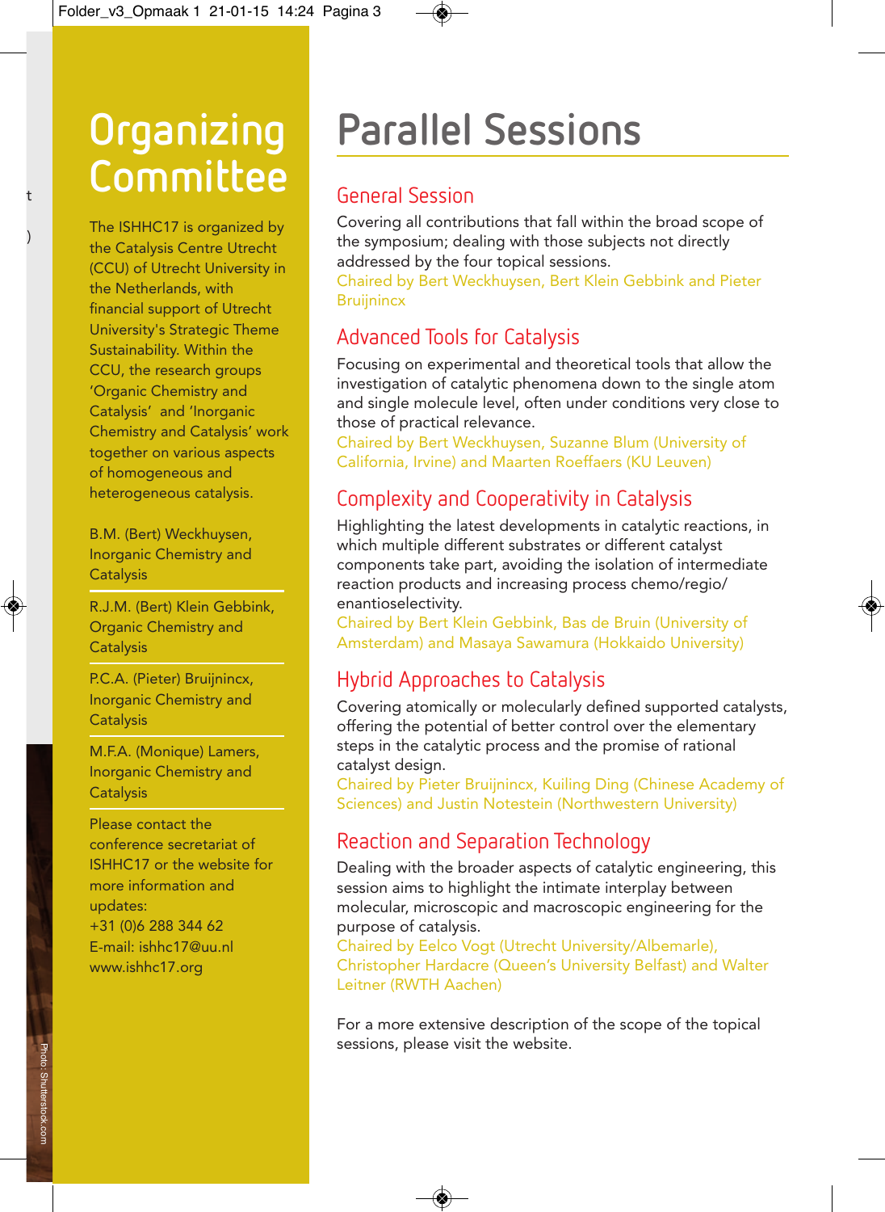# Organizing Committee

The ISHHC17 is organized by the Catalysis Centre Utrecht (CCU) of Utrecht University in the Netherlands, with financial support of Utrecht University's Strategic Theme Sustainability. Within the CCU, the research groups 'Organic Chemistry and Catalysis' and 'Inorganic Chemistry and Catalysis' work together on various aspects of homogeneous and heterogeneous catalysis.

B.M. (Bert) Weckhuysen, Inorganic Chemistry and Catalysis

R.J.M. (Bert) Klein Gebbink, Organic Chemistry and Catalysis

P.C.A. (Pieter) Bruijnincx, Inorganic Chemistry and Catalysis

M.F.A. (Monique) Lamers, Inorganic Chemistry and Catalysis

Please contact the conference secretariat of ISHHC17 or the website for more information and updates:
+31 (0)6 288 344 62
E-mail: ishhc17@uu.nl
www.ishhc17.org

# Parallel Sessions

## General Session

Covering all contributions that fall within the broad scope of the symposium; dealing with those subjects not directly addressed by the four topical sessions.
Chaired by Bert Weckhuysen, Bert Klein Gebbink and Pieter Bruijnincx

## Advanced Tools for Catalysis

Focusing on experimental and theoretical tools that allow the investigation of catalytic phenomena down to the single atom and single molecule level, often under conditions very close to those of practical relevance.
Chaired by Bert Weckhuysen, Suzanne Blum (University of California, Irvine) and Maarten Roeffaers (KU Leuven)

## Complexity and Cooperativity in Catalysis

Highlighting the latest developments in catalytic reactions, in which multiple different substrates or different catalyst components take part, avoiding the isolation of intermediate reaction products and increasing process chemo/regio/enantioselectivity.
Chaired by Bert Klein Gebbink, Bas de Bruin (University of Amsterdam) and Masaya Sawamura (Hokkaido University)

## Hybrid Approaches to Catalysis

Covering atomically or molecularly defined supported catalysts, offering the potential of better control over the elementary steps in the catalytic process and the promise of rational catalyst design.
Chaired by Pieter Bruijnincx, Kuiling Ding (Chinese Academy of Sciences) and Justin Notestein (Northwestern University)

## Reaction and Separation Technology

Dealing with the broader aspects of catalytic engineering, this session aims to highlight the intimate interplay between molecular, microscopic and macroscopic engineering for the purpose of catalysis.
Chaired by Eelco Vogt (Utrecht University/Albemarle), Christopher Hardacre (Queen's University Belfast) and Walter Leitner (RWTH Aachen)

For a more extensive description of the scope of the topical sessions, please visit the website.

Photo: Shutterstock.com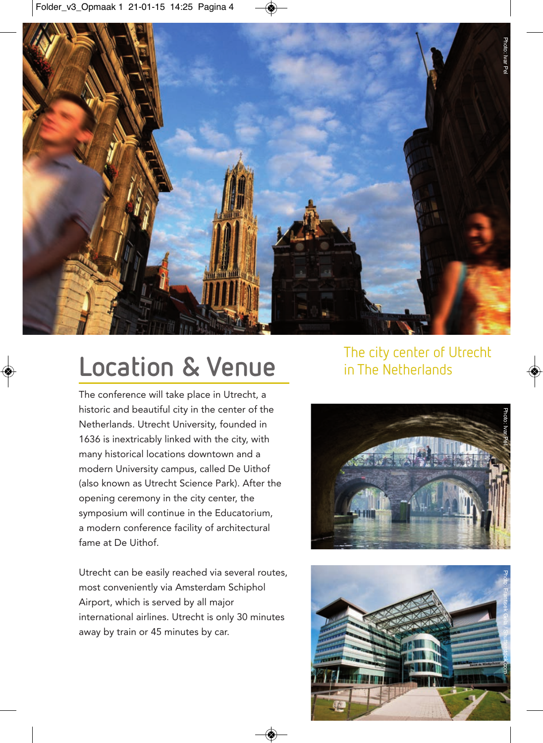# Location & Venue

The conference will take place in Utrecht, a historic and beautiful city in the center of the Netherlands. Utrecht University, founded in 1636 is inextricably linked with the city, with many historical locations downtown and a modern University campus, called De Uithof (also known as Utrecht Science Park). After the opening ceremony in the city center, the symposium will continue in the Educatorium, a modern conference facility of architectural fame at De Uithof.

Utrecht can be easily reached via several routes, most conveniently via Amsterdam Schiphol Airport, which is served by all major international airlines. Utrecht is only 30 minutes away by train or 45 minutes by car.

The city center of Utrecht in The Netherlands

Photo: Ivar Pel

Photo: Ivar Pel

Photo: Frantisek Gela / Shutterstock.com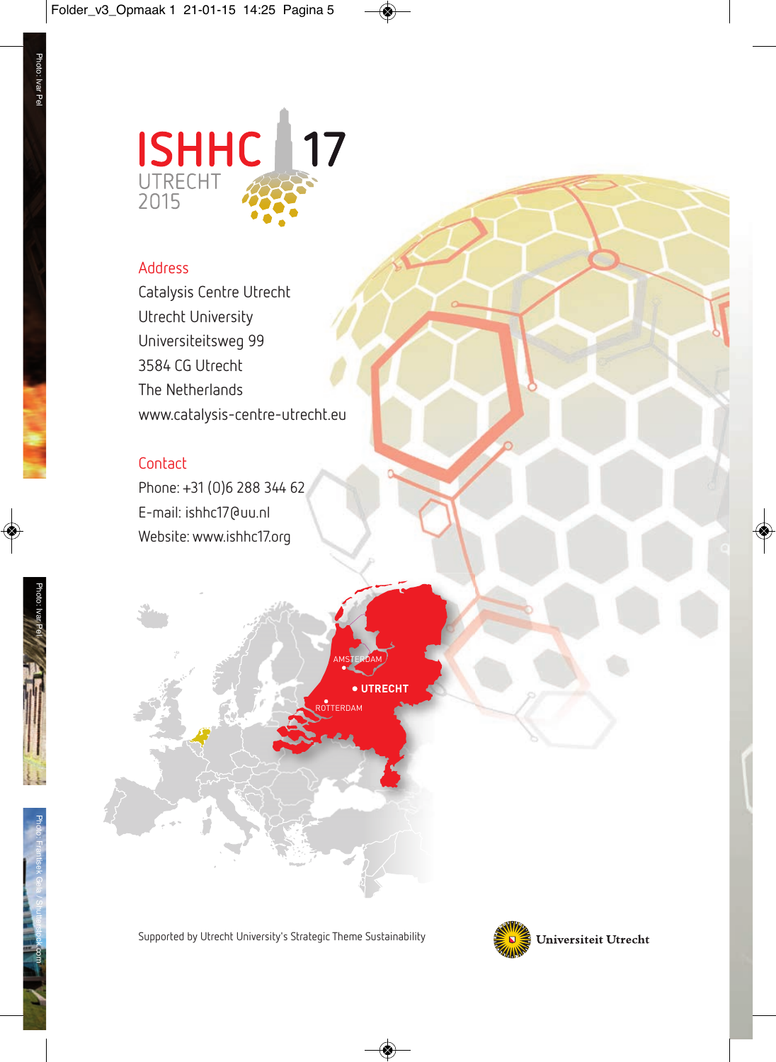ISHHC 17
UTRECHT
2015

## Address

Catalysis Centre Utrecht
Utrecht University
Universiteitsweg 99
3584 CG Utrecht
The Netherlands
www.catalysis-centre-utrecht.eu

## Contact

Phone: +31 (0)6 288 344 62
E-mail: ishhc17@uu.nl
Website: www.ishhc17.org

AMSTERDAM
UTRECHT
ROTTERDAM

Supported by Utrecht University's Strategic Theme Sustainability

Universiteit Utrecht

Photo: Ivar Pel

Photo: Ivar Pel

Photo: František Gela / Shutterstock.com